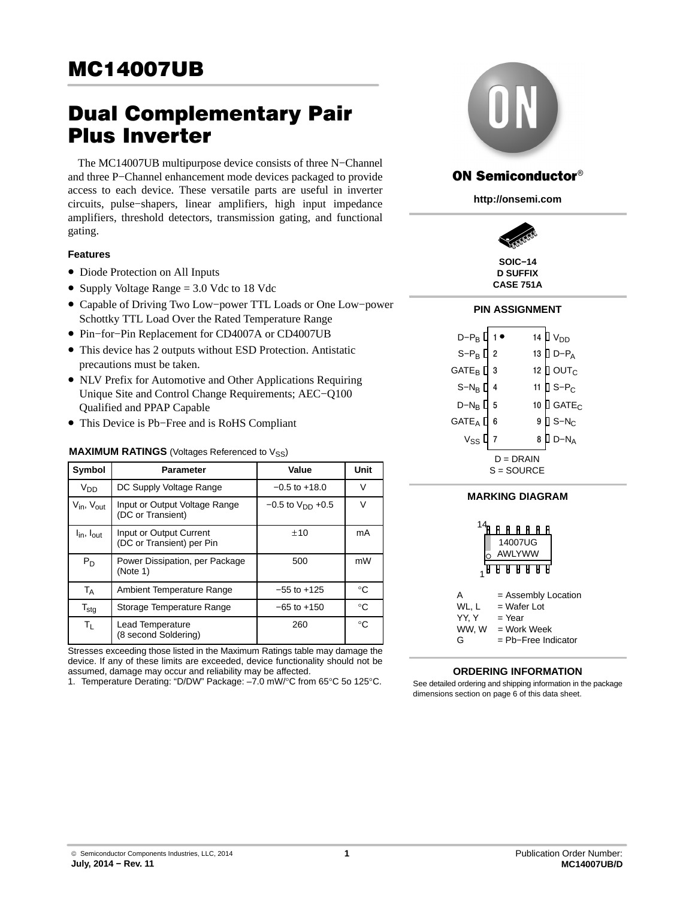# MC14007UB

## Dual Complementary Pair Plus Inverter

The MC14007UB multipurpose device consists of three N−Channel and three P−Channel enhancement mode devices packaged to provide access to each device. These versatile parts are useful in inverter circuits, pulse−shapers, linear amplifiers, high input impedance amplifiers, threshold detectors, transmission gating, and functional gating.

### Features

- Diode Protection on All Inputs
- Supply Voltage Range = 3.0 Vdc to 18 Vdc
- Capable of Driving Two Low−power TTL Loads or One Low−power Schottky TTL Load Over the Rated Temperature Range
- Pin−for−Pin Replacement for CD4007A or CD4007UB
- This device has 2 outputs without ESD Protection. Antistatic precautions must be taken.
- NLV Prefix for Automotive and Other Applications Requiring Unique Site and Control Change Requirements; AEC−Q100 Qualified and PPAP Capable
- This Device is Pb−Free and is RoHS Compliant

**MAXIMUM RATINGS** (Voltages Referenced to $V_{SS}$)

| Symbol | Parameter | Value | Unit |
|---|---|---|---|
| $V_{DD}$ | DC Supply Voltage Range | −0.5 to +18.0 | V |
| $V_{in}$, $V_{out}$ | Input or Output Voltage Range (DC or Transient) | −0.5 to $V_{DD}$ +0.5 | V |
| $I_{in}$, $I_{out}$ | Input or Output Current (DC or Transient) per Pin | ±10 | mA |
| $P_D$ | Power Dissipation, per Package (Note 1) | 500 | mW |
| $T_A$ | Ambient Temperature Range | −55 to +125 | °C |
| $T_{stg}$ | Storage Temperature Range | −65 to +150 | °C |
| $T_L$ | Lead Temperature (8 second Soldering) | 260 | °C |

Stresses exceeding those listed in the Maximum Ratings table may damage the device. If any of these limits are exceeded, device functionality should not be assumed, damage may occur and reliability may be affected.

1. Temperature Derating: “D/DW” Package: –7.0 mW/°C from 65°C 5o 125°C.

**ON Semiconductor**®

http://onsemi.com

SOIC−14
D SUFFIX
CASE 751A

### PIN ASSIGNMENT

| Pin | Name | Pin | Name |
|---|---|---|---|
| 1 | D−$P_B$ | 14 | $V_{DD}$ |
| 2 | S−$P_B$ | 13 | D−$P_A$ |
| 3 | $GATE_B$ | 12 | $OUT_C$ |
| 4 | S−$N_B$ | 11 | S−$P_C$ |
| 5 | D−$N_B$ | 10 | $GATE_C$ |
| 6 | $GATE_A$ | 9 | S−$N_C$ |
| 7 | $V_{SS}$ | 8 | D−$N_A$ |

D = DRAIN
S = SOURCE

### MARKING DIAGRAM

14007UG
AWLYWW

A = Assembly Location
WL, L = Wafer Lot
YY, Y = Year
WW, W = Work Week
G = Pb−Free Indicator

### ORDERING INFORMATION

See detailed ordering and shipping information in the package dimensions section on page 6 of this data sheet.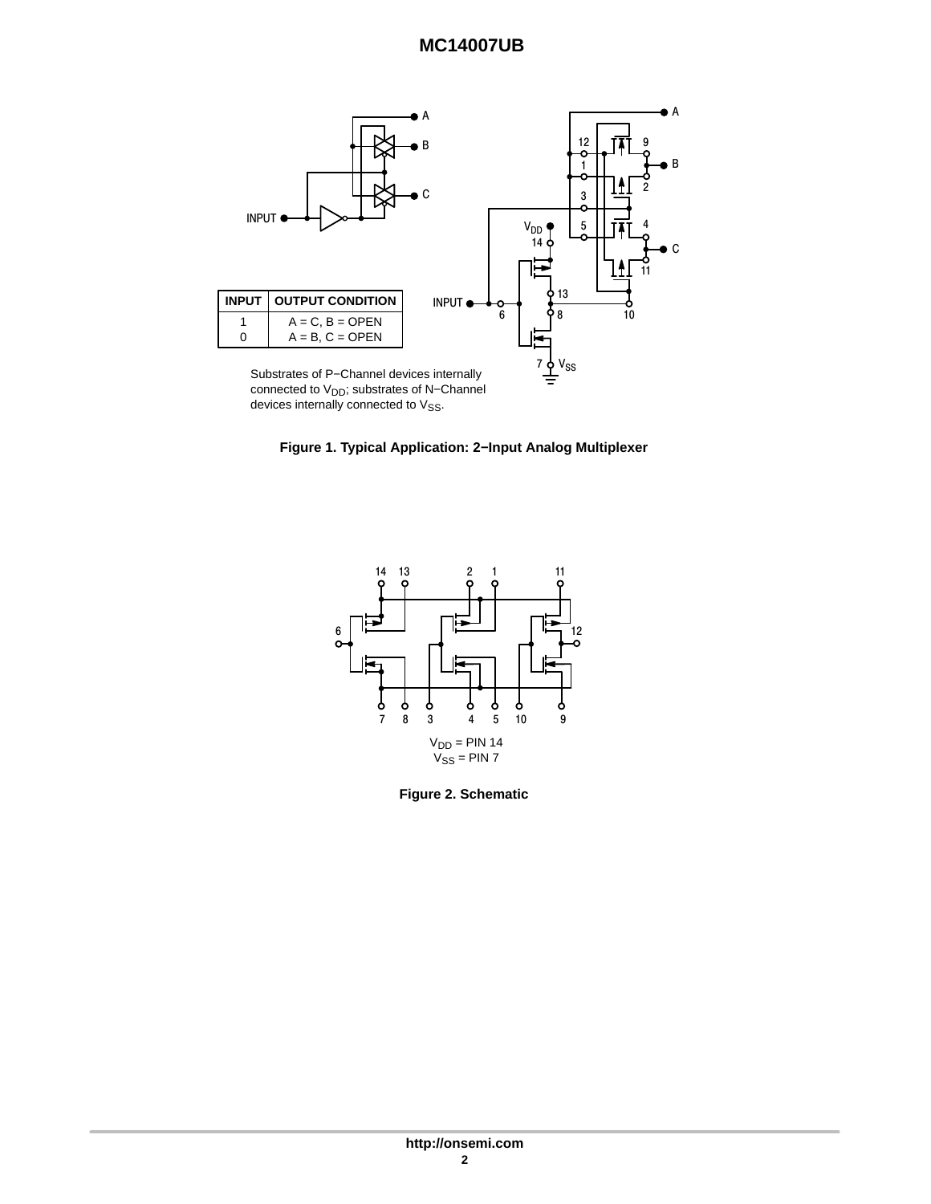| INPUT | OUTPUT CONDITION |
| --- | --- |
| 1 | A = C, B = OPEN |
| 0 | A = B, C = OPEN |

Substrates of P−Channel devices internally connected to $V_{DD}$; substrates of N−Channel devices internally connected to $V_{SS}$.

**Figure 1. Typical Application: 2−Input Analog Multiplexer**

$V_{DD}$ = PIN 14
$V_{SS}$ = PIN 7

**Figure 2. Schematic**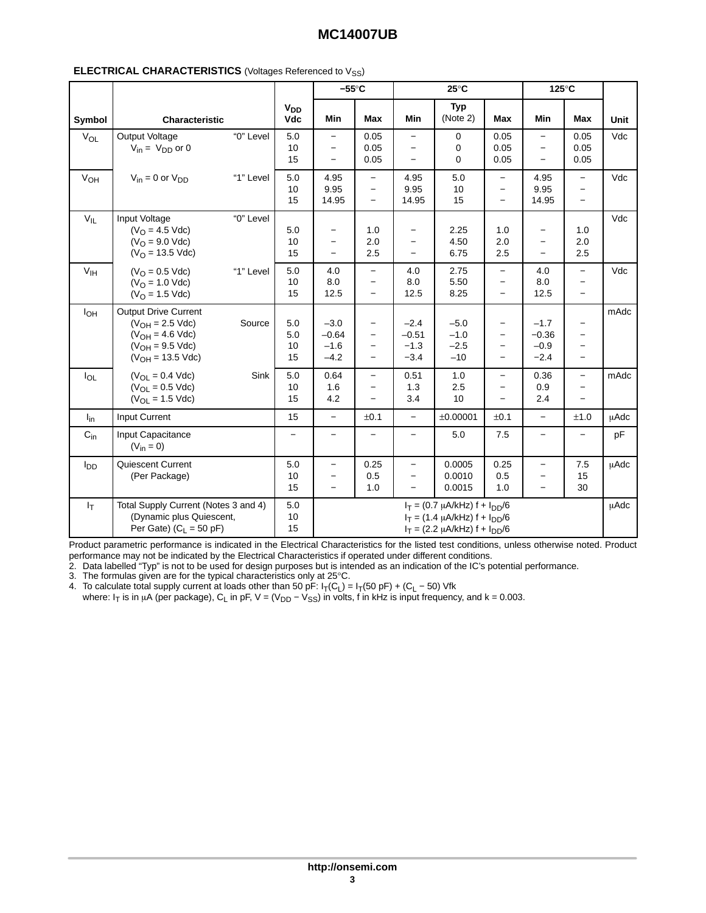**ELECTRICAL CHARACTERISTICS** (Voltages Referenced to $V_{SS}$)

| Symbol | Characteristic | | $V_{DD}$ Vdc | −55°C Min | −55°C Max | 25°C Min | 25°C Typ (Note 2) | 25°C Max | 125°C Min | 125°C Max | Unit |
|---|---|---|---|---|---|---|---|---|---|---|---|
| $V_{OL}$ | Output Voltage $V_{in}$ = $V_{DD}$ or 0 | "0" Level | 5.0<br>10<br>15 | −<br>−<br>− | 0.05<br>0.05<br>0.05 | −<br>−<br>− | 0<br>0<br>0 | 0.05<br>0.05<br>0.05 | −<br>−<br>− | 0.05<br>0.05<br>0.05 | Vdc |
| $V_{OH}$ | $V_{in}$ = 0 or $V_{DD}$ | "1" Level | 5.0<br>10<br>15 | 4.95<br>9.95<br>14.95 | −<br>−<br>− | 4.95<br>9.95<br>14.95 | 5.0<br>10<br>15 | −<br>−<br>− | 4.95<br>9.95<br>14.95 | −<br>−<br>− | Vdc |
| $V_{IL}$ | Input Voltage ($V_O$ = 4.5 Vdc) ($V_O$ = 9.0 Vdc) ($V_O$ = 13.5 Vdc) | "0" Level | 5.0<br>10<br>15 | −<br>−<br>− | 1.0<br>2.0<br>2.5 | −<br>−<br>− | 2.25<br>4.50<br>6.75 | 1.0<br>2.0<br>2.5 | −<br>−<br>− | 1.0<br>2.0<br>2.5 | Vdc |
| $V_{IH}$ | ($V_O$ = 0.5 Vdc) ($V_O$ = 1.0 Vdc) ($V_O$ = 1.5 Vdc) | "1" Level | 5.0<br>10<br>15 | 4.0<br>8.0<br>12.5 | −<br>−<br>− | 4.0<br>8.0<br>12.5 | 2.75<br>5.50<br>8.25 | −<br>−<br>− | 4.0<br>8.0<br>12.5 | −<br>−<br>− | Vdc |
| $I_{OH}$ | Output Drive Current ($V_{OH}$ = 2.5 Vdc) ($V_{OH}$ = 4.6 Vdc) ($V_{OH}$ = 9.5 Vdc) ($V_{OH}$ = 13.5 Vdc) | Source | 5.0<br>5.0<br>10<br>15 | −3.0<br>−0.64<br>−1.6<br>−4.2 | −<br>−<br>−<br>− | −2.4<br>−0.51<br>−1.3<br>−3.4 | −5.0<br>−1.0<br>−2.5<br>−10 | −<br>−<br>−<br>− | −1.7<br>−0.36<br>−0.9<br>−2.4 | −<br>−<br>−<br>− | mAdc |
| $I_{OL}$ | ($V_{OL}$ = 0.4 Vdc) ($V_{OL}$ = 0.5 Vdc) ($V_{OL}$ = 1.5 Vdc) | Sink | 5.0<br>10<br>15 | 0.64<br>1.6<br>4.2 | −<br>−<br>− | 0.51<br>1.3<br>3.4 | 1.0<br>2.5<br>10 | −<br>−<br>− | 0.36<br>0.9<br>2.4 | −<br>−<br>− | mAdc |
| $I_{in}$ | Input Current | | 15 | − | ±0.1 | − | ±0.00001 | ±0.1 | − | ±1.0 | μAdc |
| $C_{in}$ | Input Capacitance ($V_{in}$ = 0) | | − | − | − | − | 5.0 | 7.5 | − | − | pF |
| $I_{DD}$ | Quiescent Current (Per Package) | | 5.0<br>10<br>15 | −<br>−<br>− | 0.25<br>0.5<br>1.0 | −<br>−<br>− | 0.0005<br>0.0010<br>0.0015 | 0.25<br>0.5<br>1.0 | −<br>−<br>− | 7.5<br>15<br>30 | μAdc |
| $I_T$ | Total Supply Current (Notes 3 and 4) (Dynamic plus Quiescent, Per Gate) ($C_L$ = 50 pF) | | 5.0<br>10<br>15 | $I_T$ = (0.7 μA/kHz) f + $I_{DD}$/6<br>$I_T$ = (1.4 μA/kHz) f + $I_{DD}$/6<br>$I_T$ = (2.2 μA/kHz) f + $I_{DD}$/6 | | | | | | | μAdc |

Product parametric performance is indicated in the Electrical Characteristics for the listed test conditions, unless otherwise noted. Product performance may not be indicated by the Electrical Characteristics if operated under different conditions.

2. Data labelled "Typ" is not to be used for design purposes but is intended as an indication of the IC's potential performance.
3. The formulas given are for the typical characteristics only at 25°C.
4. To calculate total supply current at loads other than 50 pF: $I_T(C_L) = I_T(50\ pF) + (C_L - 50)\ Vfk$
   where: $I_T$ is in μA (per package), $C_L$ in pF, V = ($V_{DD} - V_{SS}$) in volts, f in kHz is input frequency, and k = 0.003.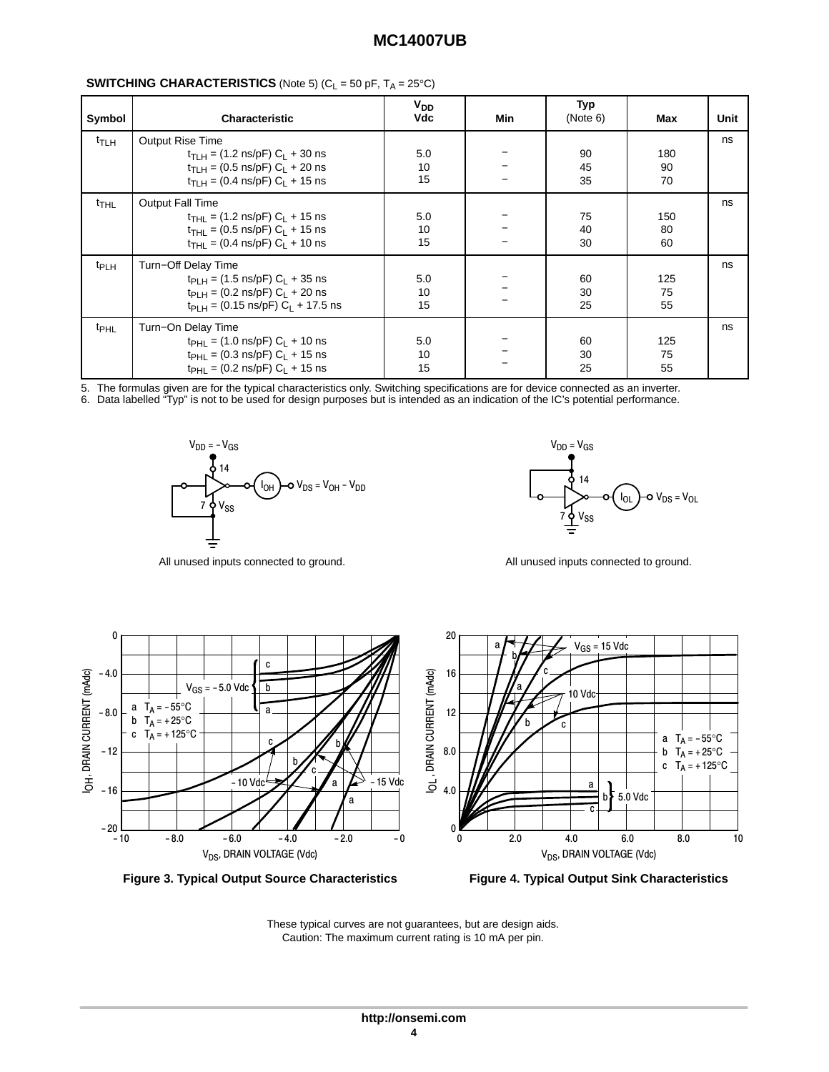**SWITCHING CHARACTERISTICS** (Note 5) ($C_L$ = 50 pF, $T_A$ = 25°C)

| Symbol | Characteristic | $V_{DD}$ Vdc | Min | Typ (Note 6) | Max | Unit |
|---|---|---|---|---|---|---|
| $t_{TLH}$ | Output Rise Time | | | | | ns |
| | $t_{TLH}$ = (1.2 ns/pF) $C_L$ + 30 ns | 5.0 | – | 90 | 180 | |
| | $t_{TLH}$ = (0.5 ns/pF) $C_L$ + 20 ns | 10 | – | 45 | 90 | |
| | $t_{TLH}$ = (0.4 ns/pF) $C_L$ + 15 ns | 15 | – | 35 | 70 | |
| $t_{THL}$ | Output Fall Time | | | | | ns |
| | $t_{THL}$ = (1.2 ns/pF) $C_L$ + 15 ns | 5.0 | – | 75 | 150 | |
| | $t_{THL}$ = (0.5 ns/pF) $C_L$ + 15 ns | 10 | – | 40 | 80 | |
| | $t_{THL}$ = (0.4 ns/pF) $C_L$ + 10 ns | 15 | – | 30 | 60 | |
| $t_{PLH}$ | Turn−Off Delay Time | | | | | ns |
| | $t_{PLH}$ = (1.5 ns/pF) $C_L$ + 35 ns | 5.0 | – | 60 | 125 | |
| | $t_{PLH}$ = (0.2 ns/pF) $C_L$ + 20 ns | 10 | – | 30 | 75 | |
| | $t_{PLH}$ = (0.15 ns/pF) $C_L$ + 17.5 ns | 15 | – | 25 | 55 | |
| $t_{PHL}$ | Turn−On Delay Time | | | | | ns |
| | $t_{PHL}$ = (1.0 ns/pF) $C_L$ + 10 ns | 5.0 | – | 60 | 125 | |
| | $t_{PHL}$ = (0.3 ns/pF) $C_L$ + 15 ns | 10 | – | 30 | 75 | |
| | $t_{PHL}$ = (0.2 ns/pF) $C_L$ + 15 ns | 15 | – | 25 | 55 | |

5. The formulas given are for the typical characteristics only. Switching specifications are for device connected as an inverter.
6. Data labelled "Typ" is not to be used for design purposes but is intended as an indication of the IC's potential performance.

All unused inputs connected to ground.

All unused inputs connected to ground.

**Figure 3. Typical Output Source Characteristics**

**Figure 4. Typical Output Sink Characteristics**

These typical curves are not guarantees, but are design aids.
Caution: The maximum current rating is 10 mA per pin.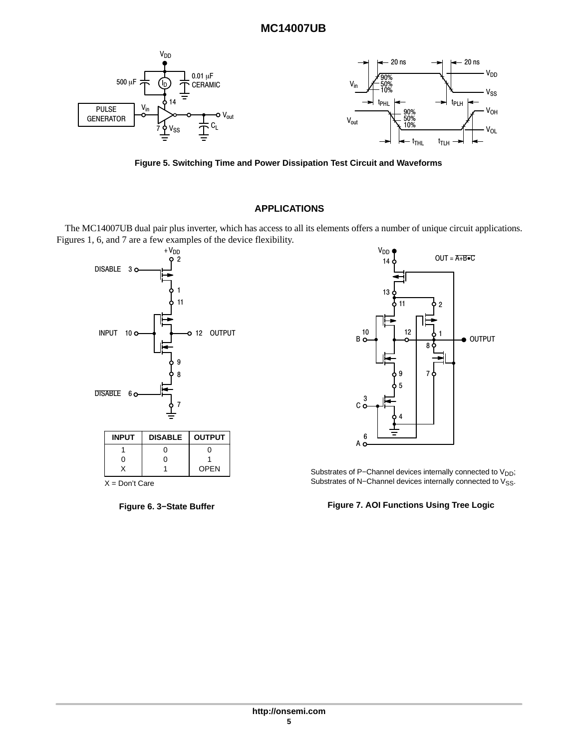Figure 5. Switching Time and Power Dissipation Test Circuit and Waveforms

## APPLICATIONS

The MC14007UB dual pair plus inverter, which has access to all its elements offers a number of unique circuit applications. Figures 1, 6, and 7 are a few examples of the device flexibility.

| INPUT | DISABLE | OUTPUT |
|---|---|---|
| 1 | 0 | 0 |
| 0 | 0 | 1 |
| X | 1 | OPEN |

X = Don't Care

Figure 6. 3−State Buffer

Substrates of P−Channel devices internally connected to $V_{DD}$;
Substrates of N−Channel devices internally connected to $V_{SS}$.

Figure 7. AOI Functions Using Tree Logic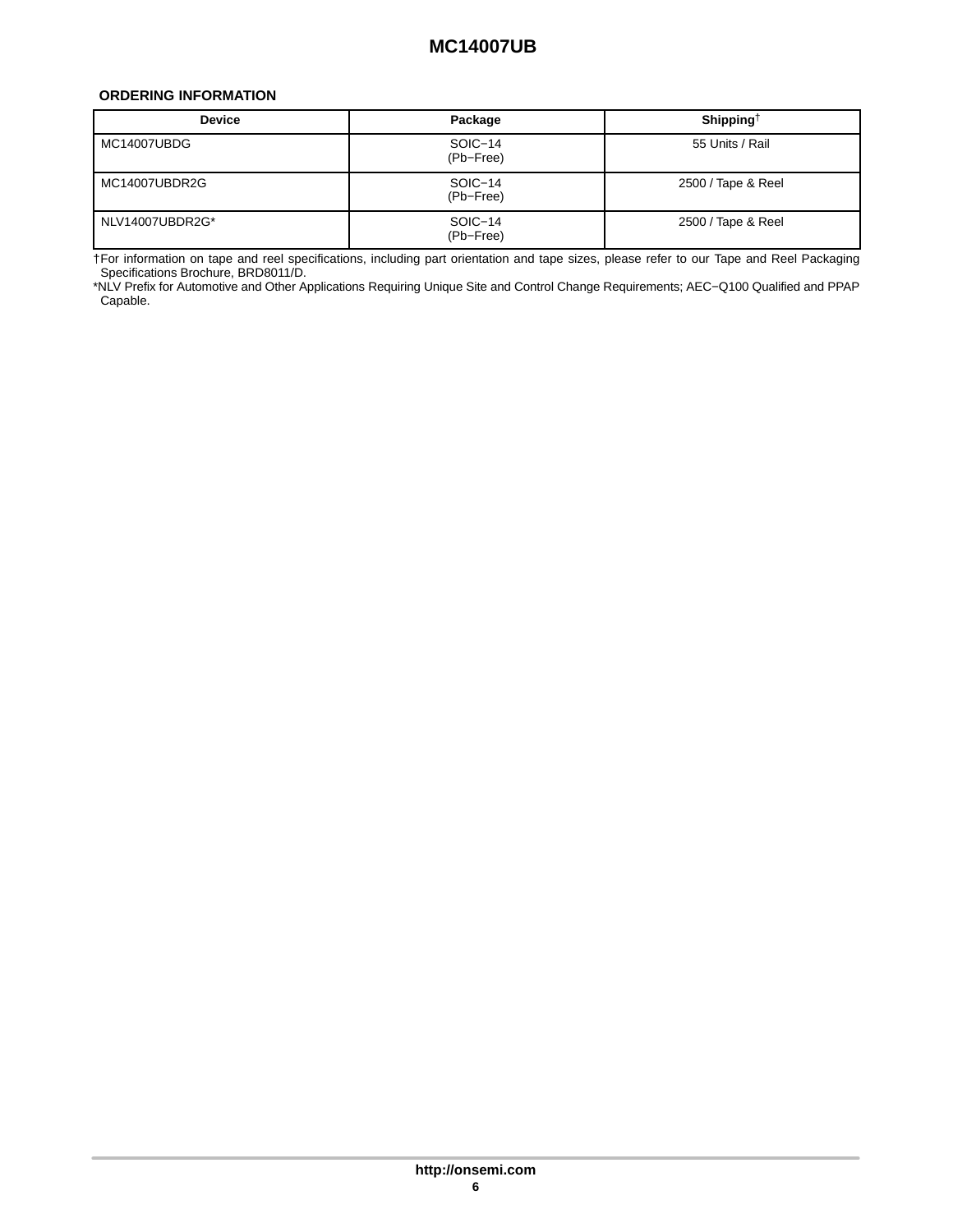### ORDERING INFORMATION

| Device | Package | Shipping† |
| --- | --- | --- |
| MC14007UBDG | SOIC−14 (Pb−Free) | 55 Units / Rail |
| MC14007UBDR2G | SOIC−14 (Pb−Free) | 2500 / Tape & Reel |
| NLV14007UBDR2G* | SOIC−14 (Pb−Free) | 2500 / Tape & Reel |

†For information on tape and reel specifications, including part orientation and tape sizes, please refer to our Tape and Reel Packaging Specifications Brochure, BRD8011/D.

*NLV Prefix for Automotive and Other Applications Requiring Unique Site and Control Change Requirements; AEC−Q100 Qualified and PPAP Capable.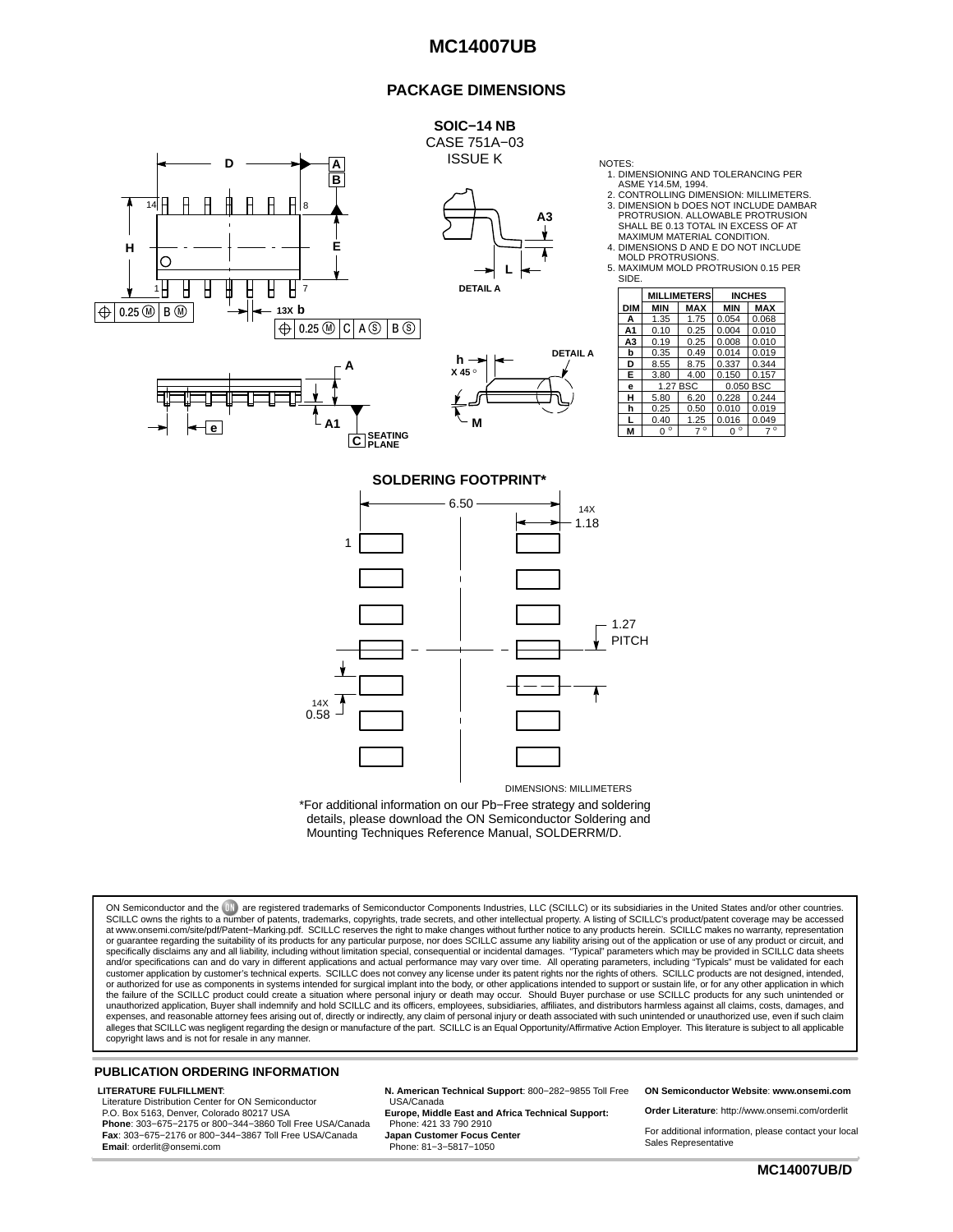## PACKAGE DIMENSIONS

**SOIC−14 NB**
CASE 751A−03
ISSUE K

D
A
B
14
8
H
E
1
7
0.25 Ⓜ B Ⓜ
13X b
0.25 Ⓜ C A Ⓢ B Ⓢ
A3
L
DETAIL A
h
X 45°
DETAIL A
A
M
e
A1
C SEATING PLANE

NOTES:
1. DIMENSIONING AND TOLERANCING PER ASME Y14.5M, 1994.
2. CONTROLLING DIMENSION: MILLIMETERS.
3. DIMENSION b DOES NOT INCLUDE DAMBAR PROTRUSION. ALLOWABLE PROTRUSION SHALL BE 0.13 TOTAL IN EXCESS OF AT MAXIMUM MATERIAL CONDITION.
4. DIMENSIONS D AND E DO NOT INCLUDE MOLD PROTRUSIONS.
5. MAXIMUM MOLD PROTRUSION 0.15 PER SIDE.

| | MILLIMETERS | | INCHES | |
|---|---|---|---|---|
| DIM | MIN | MAX | MIN | MAX |
| A | 1.35 | 1.75 | 0.054 | 0.068 |
| A1 | 0.10 | 0.25 | 0.004 | 0.010 |
| A3 | 0.19 | 0.25 | 0.008 | 0.010 |
| b | 0.35 | 0.49 | 0.014 | 0.019 |
| D | 8.55 | 8.75 | 0.337 | 0.344 |
| E | 3.80 | 4.00 | 0.150 | 0.157 |
| e | 1.27 BSC | | 0.050 BSC | |
| H | 5.80 | 6.20 | 0.228 | 0.244 |
| h | 0.25 | 0.50 | 0.010 | 0.019 |
| L | 0.40 | 1.25 | 0.016 | 0.049 |
| M | 0° | 7° | 0° | 7° |

**SOLDERING FOOTPRINT***

6.50
14X
1.18
1
1.27
PITCH
14X
0.58

DIMENSIONS: MILLIMETERS

*For additional information on our Pb−Free strategy and soldering details, please download the ON Semiconductor Soldering and Mounting Techniques Reference Manual, SOLDERRM/D.

ON Semiconductor and the ON logo are registered trademarks of Semiconductor Components Industries, LLC (SCILLC) or its subsidiaries in the United States and/or other countries. SCILLC owns the rights to a number of patents, trademarks, copyrights, trade secrets, and other intellectual property. A listing of SCILLC's product/patent coverage may be accessed at www.onsemi.com/site/pdf/Patent−Marking.pdf. SCILLC reserves the right to make changes without further notice to any products herein. SCILLC makes no warranty, representation or guarantee regarding the suitability of its products for any particular purpose, nor does SCILLC assume any liability arising out of the application or use of any product or circuit, and specifically disclaims any and all liability, including without limitation special, consequential or incidental damages. "Typical" parameters which may be provided in SCILLC data sheets and/or specifications can and do vary in different applications and actual performance may vary over time. All operating parameters, including "Typicals" must be validated for each customer application by customer's technical experts. SCILLC does not convey any license under its patent rights nor the rights of others. SCILLC products are not designed, intended, or authorized for use as components in systems intended for surgical implant into the body, or other applications intended to support or sustain life, or for any other application in which the failure of the SCILLC product could create a situation where personal injury or death may occur. Should Buyer purchase or use SCILLC products for any such unintended or unauthorized application, Buyer shall indemnify and hold SCILLC and its officers, employees, subsidiaries, affiliates, and distributors harmless against all claims, costs, damages, and expenses, and reasonable attorney fees arising out of, directly or indirectly, any claim of personal injury or death associated with such unintended or unauthorized use, even if such claim alleges that SCILLC was negligent regarding the design or manufacture of the part. SCILLC is an Equal Opportunity/Affirmative Action Employer. This literature is subject to all applicable copyright laws and is not for resale in any manner.

### PUBLICATION ORDERING INFORMATION

**LITERATURE FULFILLMENT**:
Literature Distribution Center for ON Semiconductor
P.O. Box 5163, Denver, Colorado 80217 USA
**Phone**: 303−675−2175 or 800−344−3860 Toll Free USA/Canada
**Fax**: 303−675−2176 or 800−344−3867 Toll Free USA/Canada
**Email**: orderlit@onsemi.com

**N. American Technical Support**: 800−282−9855 Toll Free USA/Canada
**Europe, Middle East and Africa Technical Support:**
Phone: 421 33 790 2910
**Japan Customer Focus Center**
Phone: 81−3−5817−1050

**ON Semiconductor Website**: **www.onsemi.com**

**Order Literature**: http://www.onsemi.com/orderlit

For additional information, please contact your local Sales Representative

**MC14007UB/D**